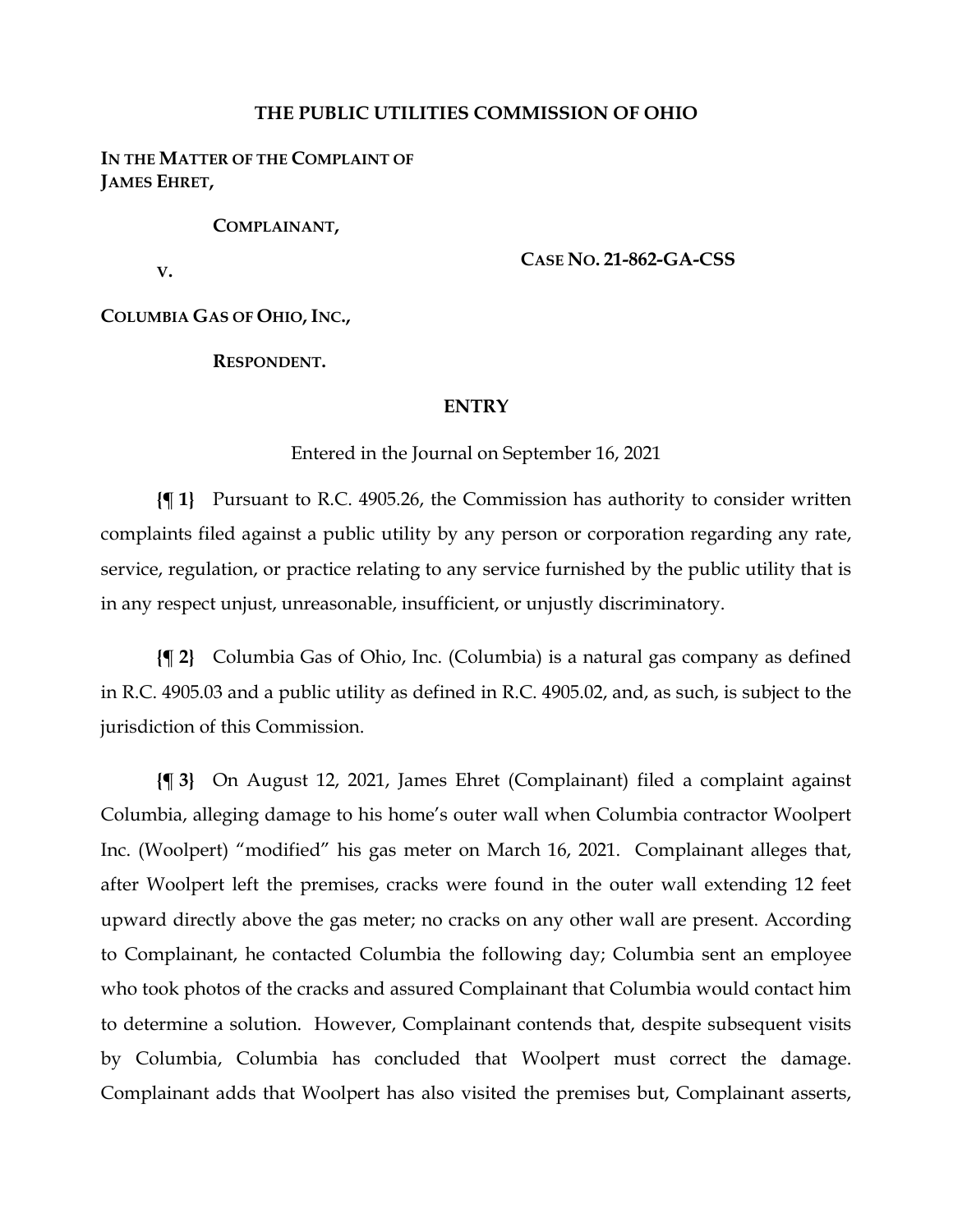# THE PUBLIC UTILITIES COMMISSION OF OHIO

**IN THE MATTER OF THE COMPLAINT OF JAMES EHRET,**

**COMPLAINANT,**

**V.**

**CASE NO. 21-862-GA-CSS**

**COLUMBIA GAS OF OHIO, INC.,**

**RESPONDENT.**

## ENTRY

Entered in the Journal on September 16, 2021

**{¶ 1}** Pursuant to R.C. 4905.26, the Commission has authority to consider written complaints filed against a public utility by any person or corporation regarding any rate, service, regulation, or practice relating to any service furnished by the public utility that is in any respect unjust, unreasonable, insufficient, or unjustly discriminatory.

**{¶ 2}** Columbia Gas of Ohio, Inc. (Columbia) is a natural gas company as defined in R.C. 4905.03 and a public utility as defined in R.C. 4905.02, and, as such, is subject to the jurisdiction of this Commission.

**{¶ 3}** On August 12, 2021, James Ehret (Complainant) filed a complaint against Columbia, alleging damage to his home's outer wall when Columbia contractor Woolpert Inc. (Woolpert) "modified" his gas meter on March 16, 2021. Complainant alleges that, after Woolpert left the premises, cracks were found in the outer wall extending 12 feet upward directly above the gas meter; no cracks on any other wall are present. According to Complainant, he contacted Columbia the following day; Columbia sent an employee who took photos of the cracks and assured Complainant that Columbia would contact him to determine a solution. However, Complainant contends that, despite subsequent visits by Columbia, Columbia has concluded that Woolpert must correct the damage. Complainant adds that Woolpert has also visited the premises but, Complainant asserts,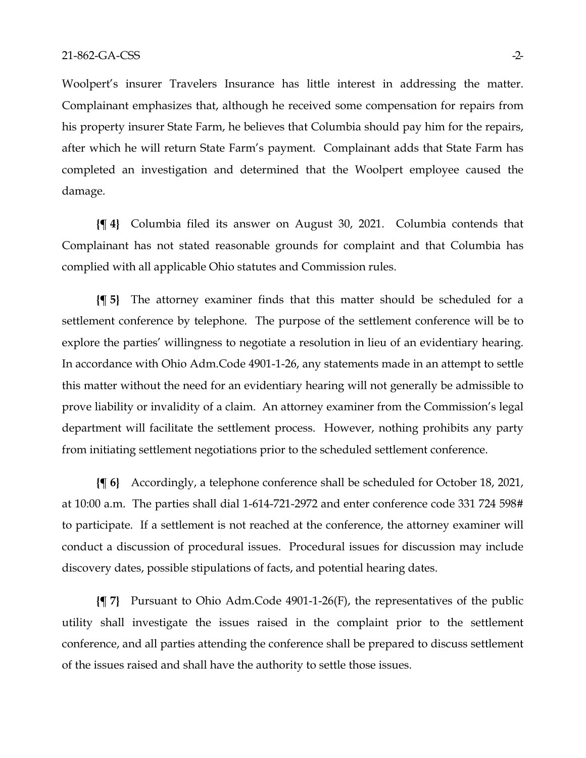Woolpert's insurer Travelers Insurance has little interest in addressing the matter. Complainant emphasizes that, although he received some compensation for repairs from his property insurer State Farm, he believes that Columbia should pay him for the repairs, after which he will return State Farm's payment. Complainant adds that State Farm has completed an investigation and determined that the Woolpert employee caused the damage.

**{¶ 4}** Columbia filed its answer on August 30, 2021. Columbia contends that Complainant has not stated reasonable grounds for complaint and that Columbia has complied with all applicable Ohio statutes and Commission rules.

**{¶ 5}** The attorney examiner finds that this matter should be scheduled for a settlement conference by telephone. The purpose of the settlement conference will be to explore the parties' willingness to negotiate a resolution in lieu of an evidentiary hearing. In accordance with Ohio Adm.Code 4901-1-26, any statements made in an attempt to settle this matter without the need for an evidentiary hearing will not generally be admissible to prove liability or invalidity of a claim. An attorney examiner from the Commission's legal department will facilitate the settlement process. However, nothing prohibits any party from initiating settlement negotiations prior to the scheduled settlement conference.

**{¶ 6}** Accordingly, a telephone conference shall be scheduled for October 18, 2021, at 10:00 a.m. The parties shall dial 1-614-721-2972 and enter conference code 331 724 598# to participate. If a settlement is not reached at the conference, the attorney examiner will conduct a discussion of procedural issues. Procedural issues for discussion may include discovery dates, possible stipulations of facts, and potential hearing dates.

**{¶ 7}** Pursuant to Ohio Adm.Code 4901-1-26(F), the representatives of the public utility shall investigate the issues raised in the complaint prior to the settlement conference, and all parties attending the conference shall be prepared to discuss settlement of the issues raised and shall have the authority to settle those issues.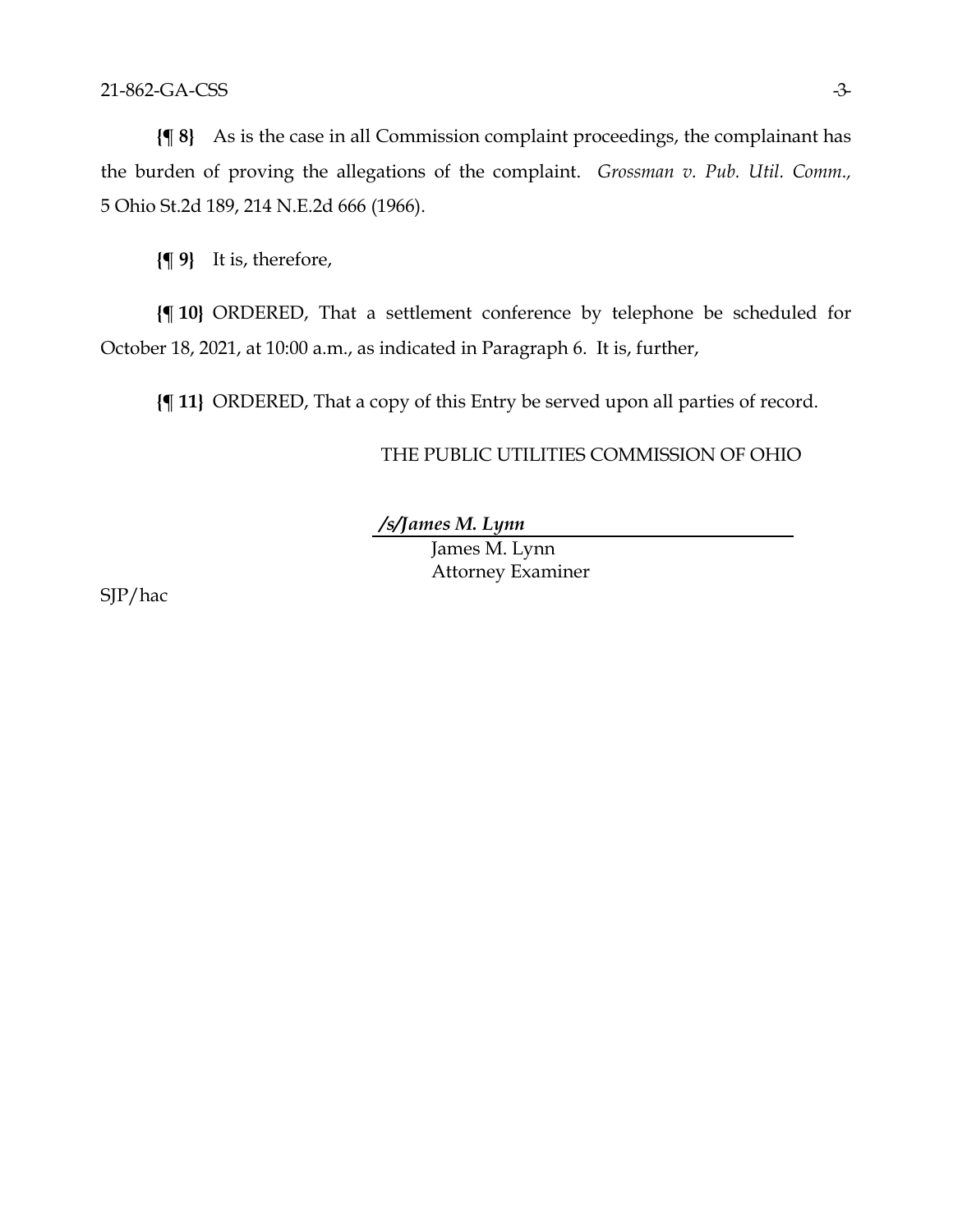**{¶ 8}** As is the case in all Commission complaint proceedings, the complainant has the burden of proving the allegations of the complaint. *Grossman v. Pub. Util. Comm.,* 5 Ohio St.2d 189, 214 N.E.2d 666 (1966).

**{¶ 9}** It is, therefore,

**{¶ 10}** ORDERED, That a settlement conference by telephone be scheduled for October 18, 2021, at 10:00 a.m., as indicated in Paragraph 6. It is, further,

**{¶ 11}** ORDERED, That a copy of this Entry be served upon all parties of record.

THE PUBLIC UTILITIES COMMISSION OF OHIO

***/s/James M. Lynn***

James M. Lynn
Attorney Examiner

SJP/hac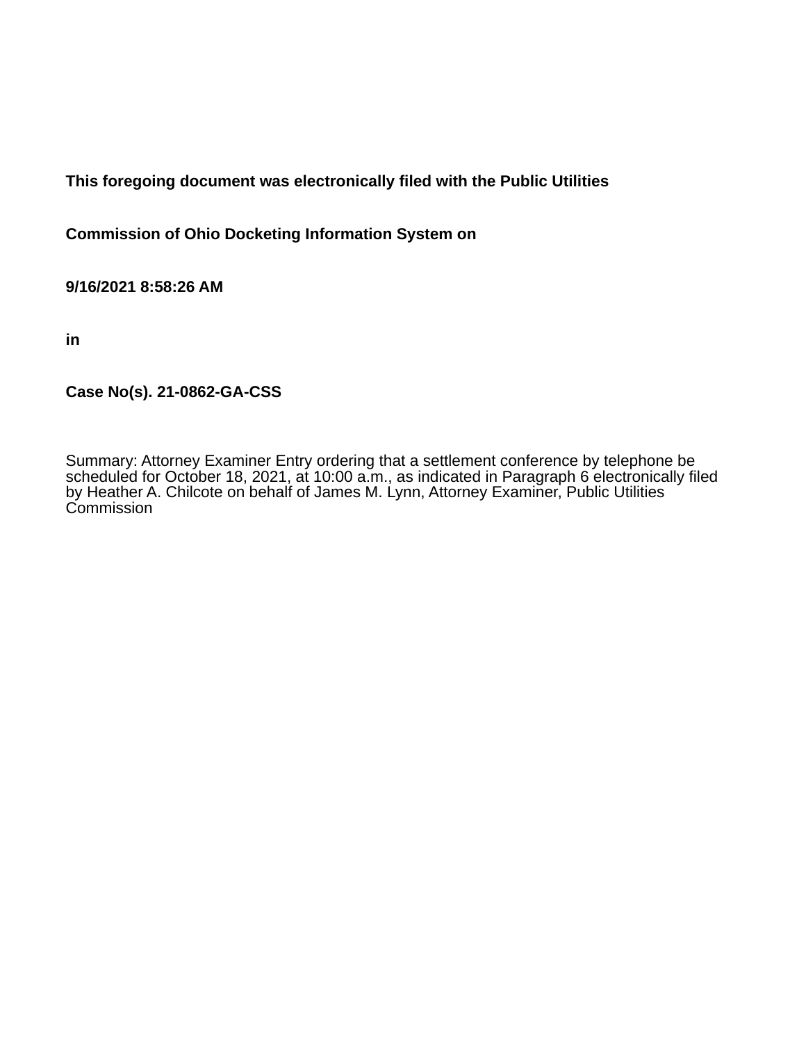**This foregoing document was electronically filed with the Public Utilities**

**Commission of Ohio Docketing Information System on**

**9/16/2021 8:58:26 AM**

**in**

**Case No(s). 21-0862-GA-CSS**

Summary: Attorney Examiner Entry ordering that a settlement conference by telephone be scheduled for October 18, 2021, at 10:00 a.m., as indicated in Paragraph 6 electronically filed by Heather A. Chilcote on behalf of James M. Lynn, Attorney Examiner, Public Utilities Commission